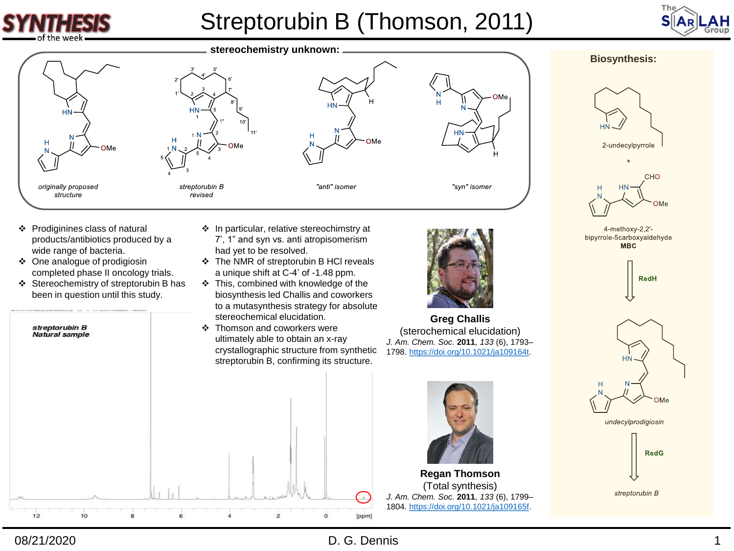# Streptorubin B (Thomson, 2011)

## stereochemistry unknown:

*originally proposed structure* — *streptorubin B revised* — *"anti" isomer* — *"syn" isomer*

- Prodiginines class of natural products/antibiotics produced by a wide range of bacteria.
- One analogue of prodigiosin completed phase II oncology trials.
- Stereochemistry of streptorubin B has been in question until this study.
- In particular, relative stereochimstry at 7', 1" and syn vs. anti atropisomerism had yet to be resolved.
- The NMR of streptorubin B HCl reveals a unique shift at C-4' of -1.48 ppm.
- This, combined with knowledge of the biosynthesis led Challis and coworkers to a mutasynthesis strategy for absolute stereochemical elucidation.
- Thomson and coworkers were ultimately able to obtain an x-ray crystallographic structure from synthetic streptorubin B, confirming its structure.

*streptorubin B Natural sample*

**Greg Challis**
(sterochemical elucidation)
*J. Am. Chem. Soc.* **2011**, *133* (6), 1793–1798. https://doi.org/10.1021/ja109164t.

**Regan Thomson**
(Total synthesis)
*J. Am. Chem. Soc.* **2011**, *133* (6), 1799–1804. https://doi.org/10.1021/ja109165f.

### Biosynthesis:

2-undecylpyrrole

\+

4-methoxy-2,2'-bipyrrole-5carboxyaldehyde
**MBC**

**RedH**

*undecylprodigiosin*

**RedG**

*streptorubin B*

08/21/2020 D. G. Dennis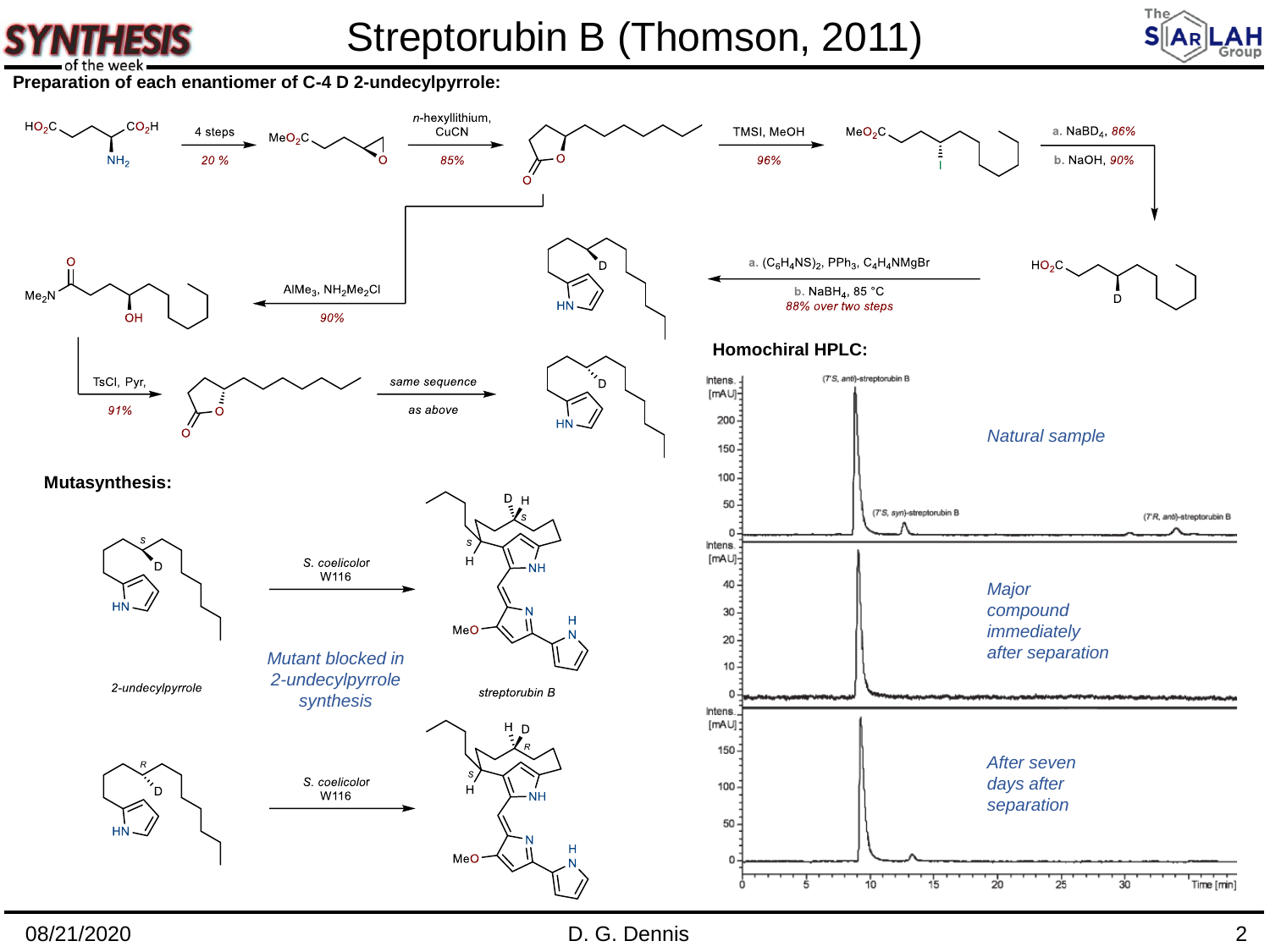# Streptorubin B (Thomson, 2011)

**Preparation of each enantiomer of C-4 D 2-undecylpyrrole:**

4 steps, 20 %

*n*-hexyllithium, CuCN, 85%

TMSI, MeOH, 96%

a. $NaBD_4$, *86%*
b. NaOH, *90%*

a. $(C_6H_4NS)_2$, $PPh_3$, $C_4H_4NMgBr$
b. $NaBH_4$, 85 °C
*88% over two steps*

$AlMe_3$, $NH_2Me_2Cl$, *90%*

TsCl, Pyr, *91%*

*same sequence as above*

**Mutasynthesis:**

*S. coelicolor* W116

*2-undecylpyrrole*

*Mutant blocked in 2-undecylpyrrole synthesis*

*streptorubin B*

**Homochiral HPLC:**

(7'S, anti)-streptorubin B; (7'S, syn)-streptorubin B; (7'R, anti)-streptorubin B

*Natural sample*

*Major compound immediately after separation*

*After seven days after separation*

Intens. [mAU]; Time [min]

08/21/2020 D. G. Dennis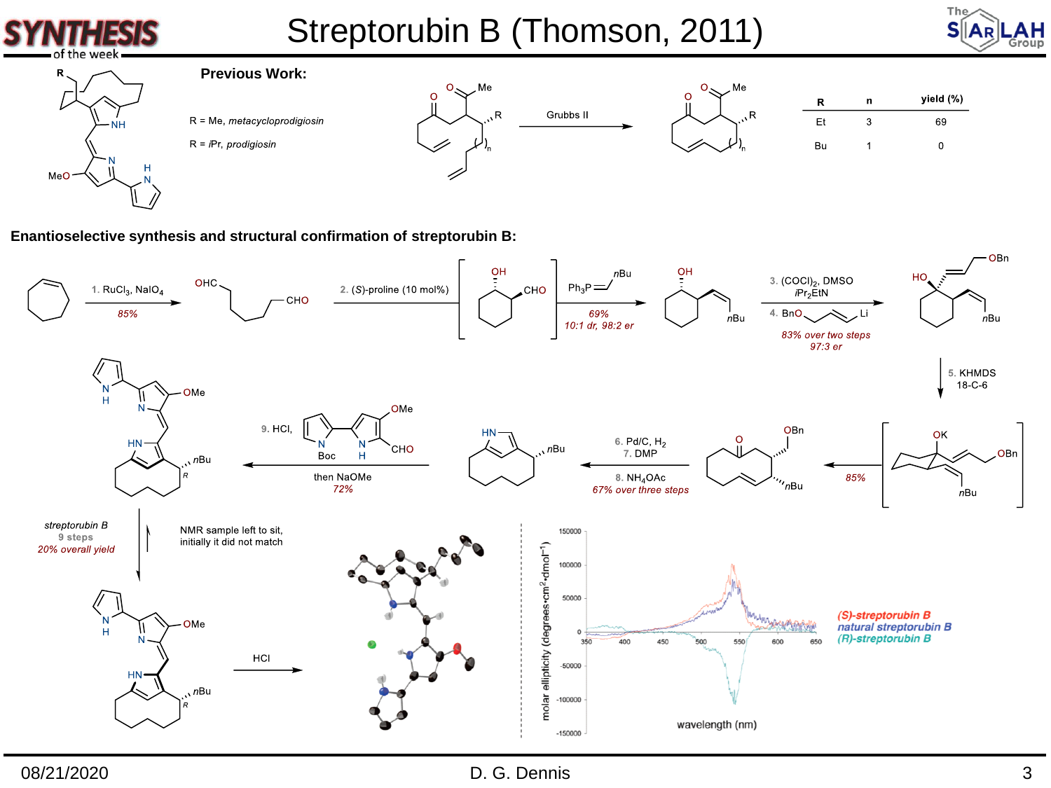# Streptorubin B (Thomson, 2011)

**Previous Work:**

R = Me, *metacycloprodigiosin*

R = *i*Pr, *prodigiosin*

Grubbs II

| R | n | yield (%) |
|---|---|---|
| Et | 3 | 69 |
| Bu | 1 | 0 |

**Enantioselective synthesis and structural confirmation of streptorubin B:**

1. $RuCl_3$, $NaIO_4$
*85%*

2. (*S*)-proline (10 mol%)

$Ph_3P$=CH*n*Bu

*69%*
*10:1 dr, 98:2 er*

3. $(COCl)_2$, DMSO, *i*$Pr_2$EtN

4. BnO–CH=CH–Li

*83% over two steps*
*97:3 er*

5. KHMDS, 18-C-6

*85%*

6. Pd/C, $H_2$

7. DMP

8. $NH_4OAc$

*67% over three steps*

9. HCl, (Boc-protected pyrrolyl methoxypyrrole carbaldehyde)

then NaOMe

*72%*

*streptorubin B*
**9 steps**
*20% overall yield*

NMR sample left to sit, initially it did not match

HCl

molar ellipticity (degrees•cm²•dmol⁻¹)

150000
100000
50000
0
-50000
-100000
-150000

350 400 450 500 550 600 650

wavelength (nm)

*(S)-streptorubin B*
*natural streptorubin B*
*(R)-streptorubin B*

08/21/2020

D. G. Dennis